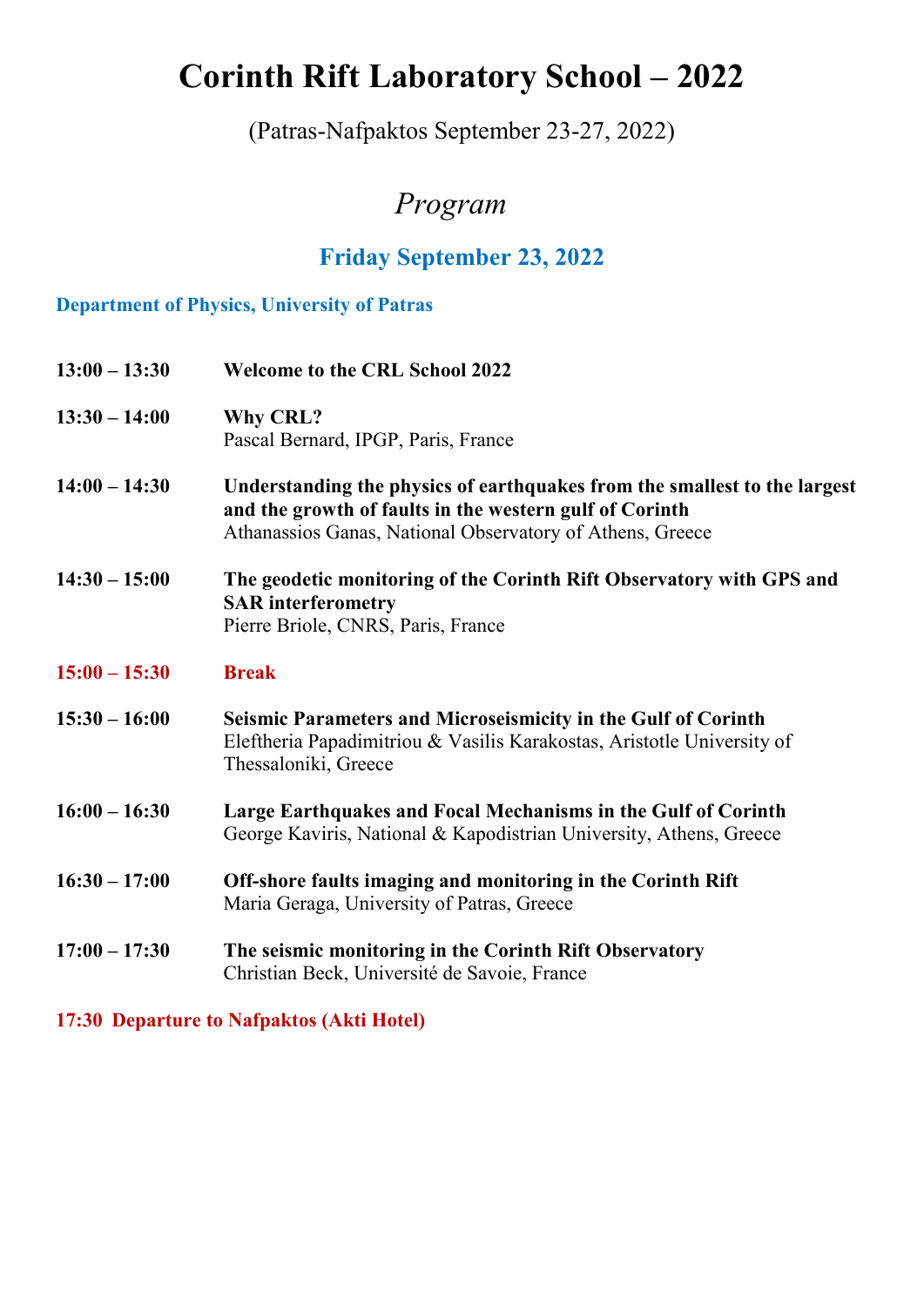# Corinth Rift Laboratory School – 2022

(Patras-Nafpaktos September 23-27, 2022)

## *Program*

### Friday September 23, 2022

**Department of Physics, University of Patras**

**13:00 – 13:30** **Welcome to the CRL School 2022**

**13:30 – 14:00** **Why CRL?**
Pascal Bernard, IPGP, Paris, France

**14:00 – 14:30** **Understanding the physics of earthquakes from the smallest to the largest and the growth of faults in the western gulf of Corinth**
Athanassios Ganas, National Observatory of Athens, Greece

**14:30 – 15:00** **The geodetic monitoring of the Corinth Rift Observatory with GPS and SAR interferometry**
Pierre Briole, CNRS, Paris, France

**15:00 – 15:30** **Break**

**15:30 – 16:00** **Seismic Parameters and Microseismicity in the Gulf of Corinth**
Eleftheria Papadimitriou & Vasilis Karakostas, Aristotle University of Thessaloniki, Greece

**16:00 – 16:30** **Large Earthquakes and Focal Mechanisms in the Gulf of Corinth**
George Kaviris, National & Kapodistrian University, Athens, Greece

**16:30 – 17:00** **Off-shore faults imaging and monitoring in the Corinth Rift**
Maria Geraga, University of Patras, Greece

**17:00 – 17:30** **The seismic monitoring in the Corinth Rift Observatory**
Christian Beck, Université de Savoie, France

**17:30 Departure to Nafpaktos (Akti Hotel)**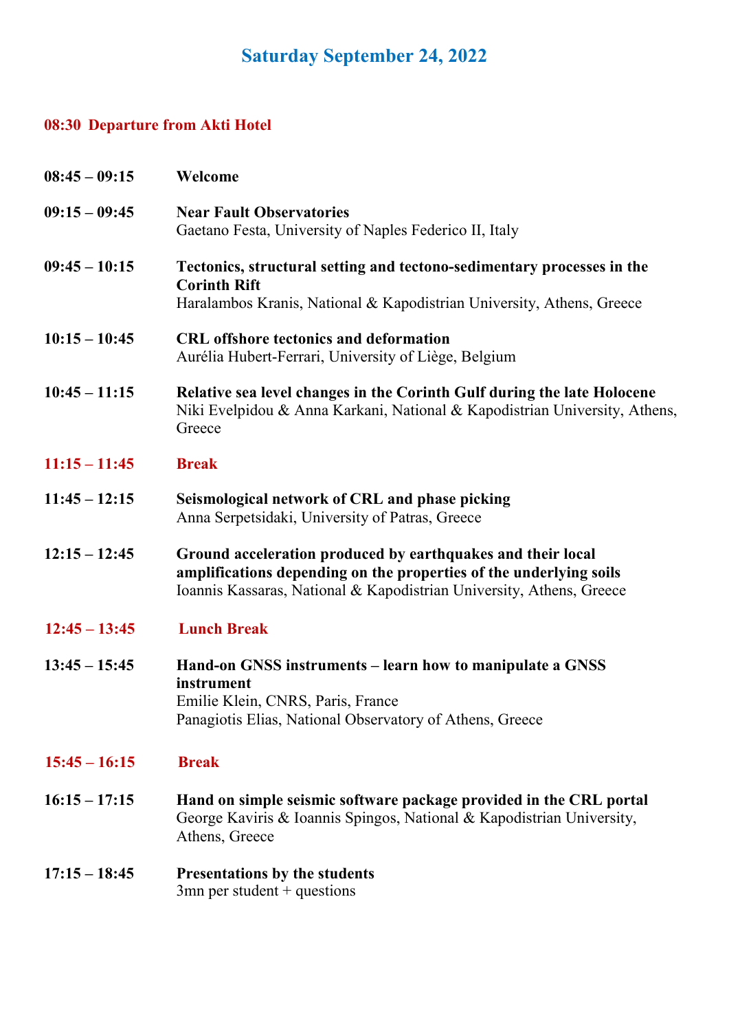## Saturday September 24, 2022

**08:30 Departure from Akti Hotel**

**08:45 – 09:15** **Welcome**

**09:15 – 09:45** **Near Fault Observatories**
Gaetano Festa, University of Naples Federico II, Italy

**09:45 – 10:15** **Tectonics, structural setting and tectono-sedimentary processes in the Corinth Rift**
Haralambos Kranis, National & Kapodistrian University, Athens, Greece

**10:15 – 10:45** **CRL offshore tectonics and deformation**
Aurélia Hubert-Ferrari, University of Liège, Belgium

**10:45 – 11:15** **Relative sea level changes in the Corinth Gulf during the late Holocene**
Niki Evelpidou & Anna Karkani, National & Kapodistrian University, Athens, Greece

**11:15 – 11:45** **Break**

**11:45 – 12:15** **Seismological network of CRL and phase picking**
Anna Serpetsidaki, University of Patras, Greece

**12:15 – 12:45** **Ground acceleration produced by earthquakes and their local amplifications depending on the properties of the underlying soils**
Ioannis Kassaras, National & Kapodistrian University, Athens, Greece

**12:45 – 13:45** **Lunch Break**

**13:45 – 15:45** **Hand-on GNSS instruments – learn how to manipulate a GNSS instrument**
Emilie Klein, CNRS, Paris, France
Panagiotis Elias, National Observatory of Athens, Greece

**15:45 – 16:15** **Break**

**16:15 – 17:15** **Hand on simple seismic software package provided in the CRL portal**
George Kaviris & Ioannis Spingos, National & Kapodistrian University, Athens, Greece

**17:15 – 18:45** **Presentations by the students**
3mn per student + questions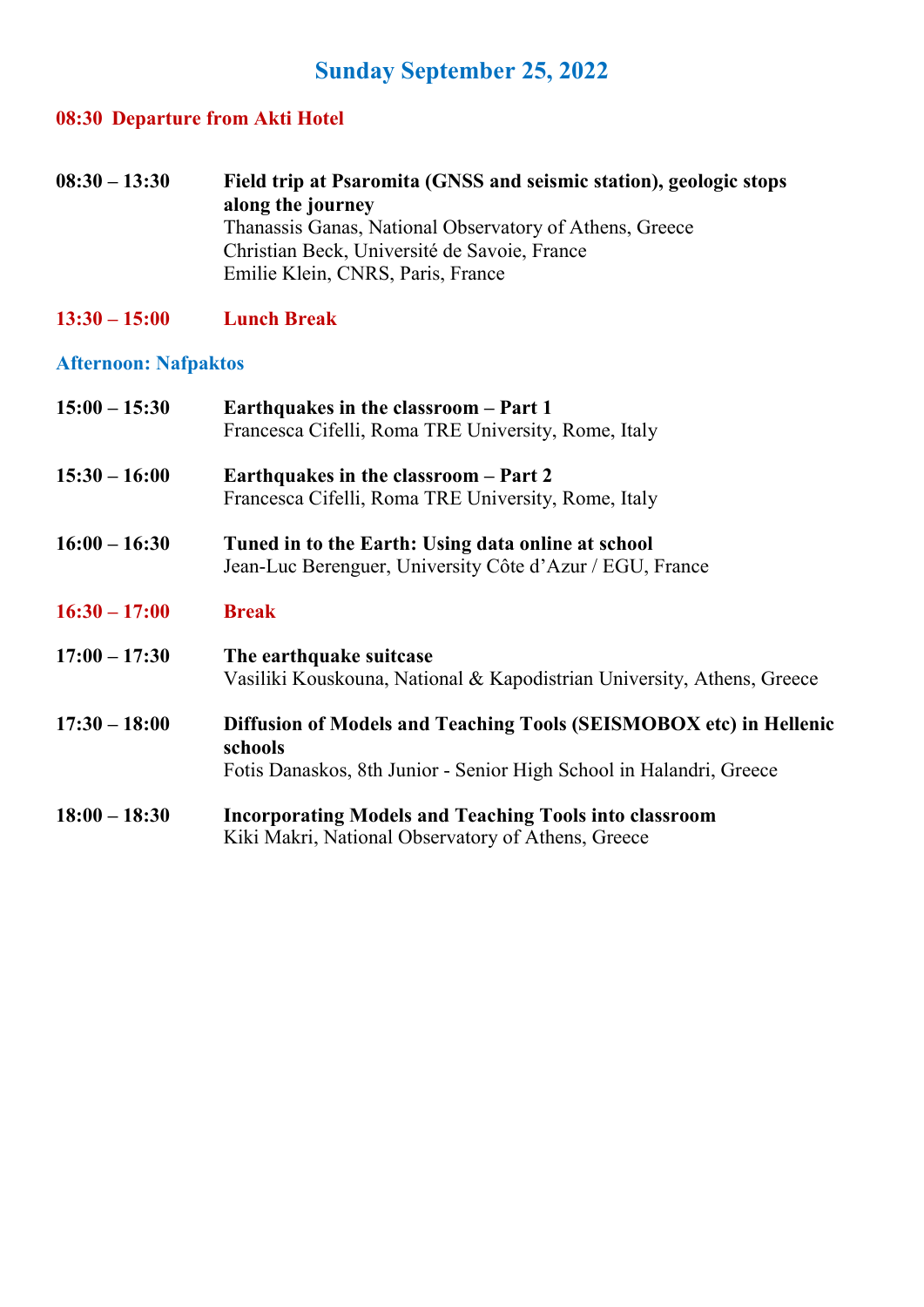# Sunday September 25, 2022

**08:30 Departure from Akti Hotel**

**08:30 – 13:30** **Field trip at Psaromita (GNSS and seismic station), geologic stops along the journey**
Thanassis Ganas, National Observatory of Athens, Greece
Christian Beck, Université de Savoie, France
Emilie Klein, CNRS, Paris, France

**13:30 – 15:00** **Lunch Break**

## Afternoon: Nafpaktos

**15:00 – 15:30** **Earthquakes in the classroom – Part 1**
Francesca Cifelli, Roma TRE University, Rome, Italy

**15:30 – 16:00** **Earthquakes in the classroom – Part 2**
Francesca Cifelli, Roma TRE University, Rome, Italy

**16:00 – 16:30** **Tuned in to the Earth: Using data online at school**
Jean-Luc Berenguer, University Côte d'Azur / EGU, France

**16:30 – 17:00** **Break**

**17:00 – 17:30** **The earthquake suitcase**
Vasiliki Kouskouna, National & Kapodistrian University, Athens, Greece

**17:30 – 18:00** **Diffusion of Models and Teaching Tools (SEISMOBOX etc) in Hellenic schools**
Fotis Danaskos, 8th Junior - Senior High School in Halandri, Greece

**18:00 – 18:30** **Incorporating Models and Teaching Tools into classroom**
Kiki Makri, National Observatory of Athens, Greece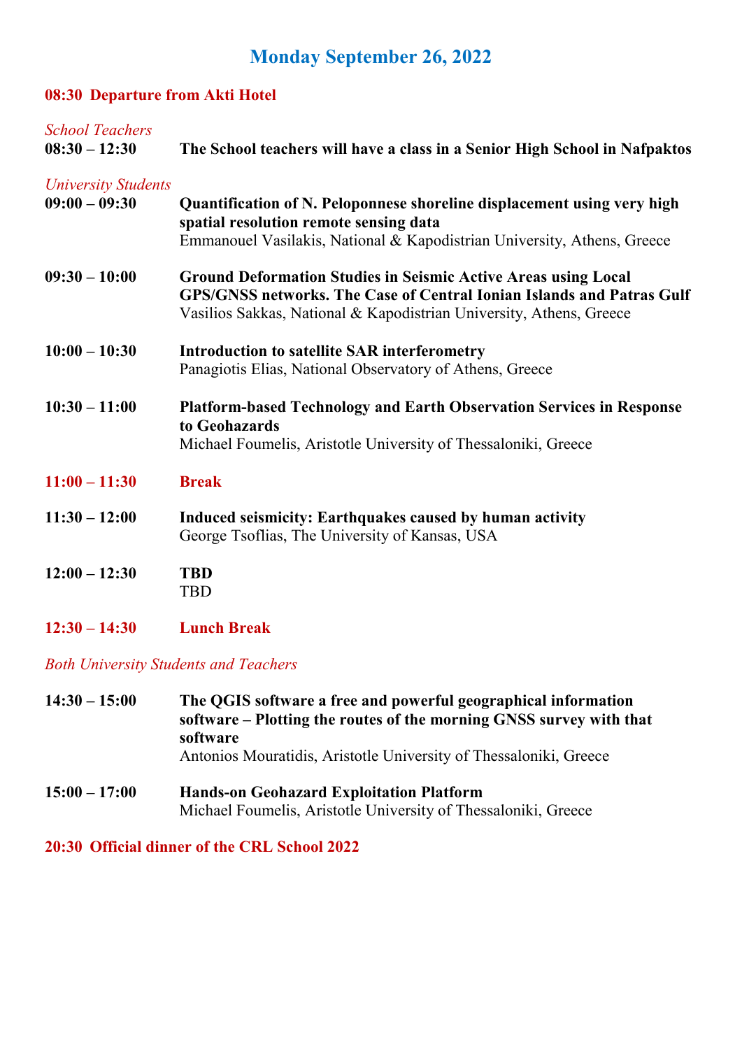# Monday September 26, 2022

**08:30 Departure from Akti Hotel**

*School Teachers*

**08:30 – 12:30** **The School teachers will have a class in a Senior High School in Nafpaktos**

*University Students*

**09:00 – 09:30** **Quantification of N. Peloponnese shoreline displacement using very high spatial resolution remote sensing data**
Emmanouel Vasilakis, National & Kapodistrian University, Athens, Greece

**09:30 – 10:00** **Ground Deformation Studies in Seismic Active Areas using Local GPS/GNSS networks. The Case of Central Ionian Islands and Patras Gulf**
Vasilios Sakkas, National & Kapodistrian University, Athens, Greece

**10:00 – 10:30** **Introduction to satellite SAR interferometry**
Panagiotis Elias, National Observatory of Athens, Greece

**10:30 – 11:00** **Platform-based Technology and Earth Observation Services in Response to Geohazards**
Michael Foumelis, Aristotle University of Thessaloniki, Greece

**11:00 – 11:30** **Break**

**11:30 – 12:00** **Induced seismicity: Earthquakes caused by human activity**
George Tsoflias, The University of Kansas, USA

**12:00 – 12:30** **TBD**
TBD

**12:30 – 14:30** **Lunch Break**

*Both University Students and Teachers*

**14:30 – 15:00** **The QGIS software a free and powerful geographical information software – Plotting the routes of the morning GNSS survey with that software**
Antonios Mouratidis, Aristotle University of Thessaloniki, Greece

**15:00 – 17:00** **Hands-on Geohazard Exploitation Platform**
Michael Foumelis, Aristotle University of Thessaloniki, Greece

**20:30 Official dinner of the CRL School 2022**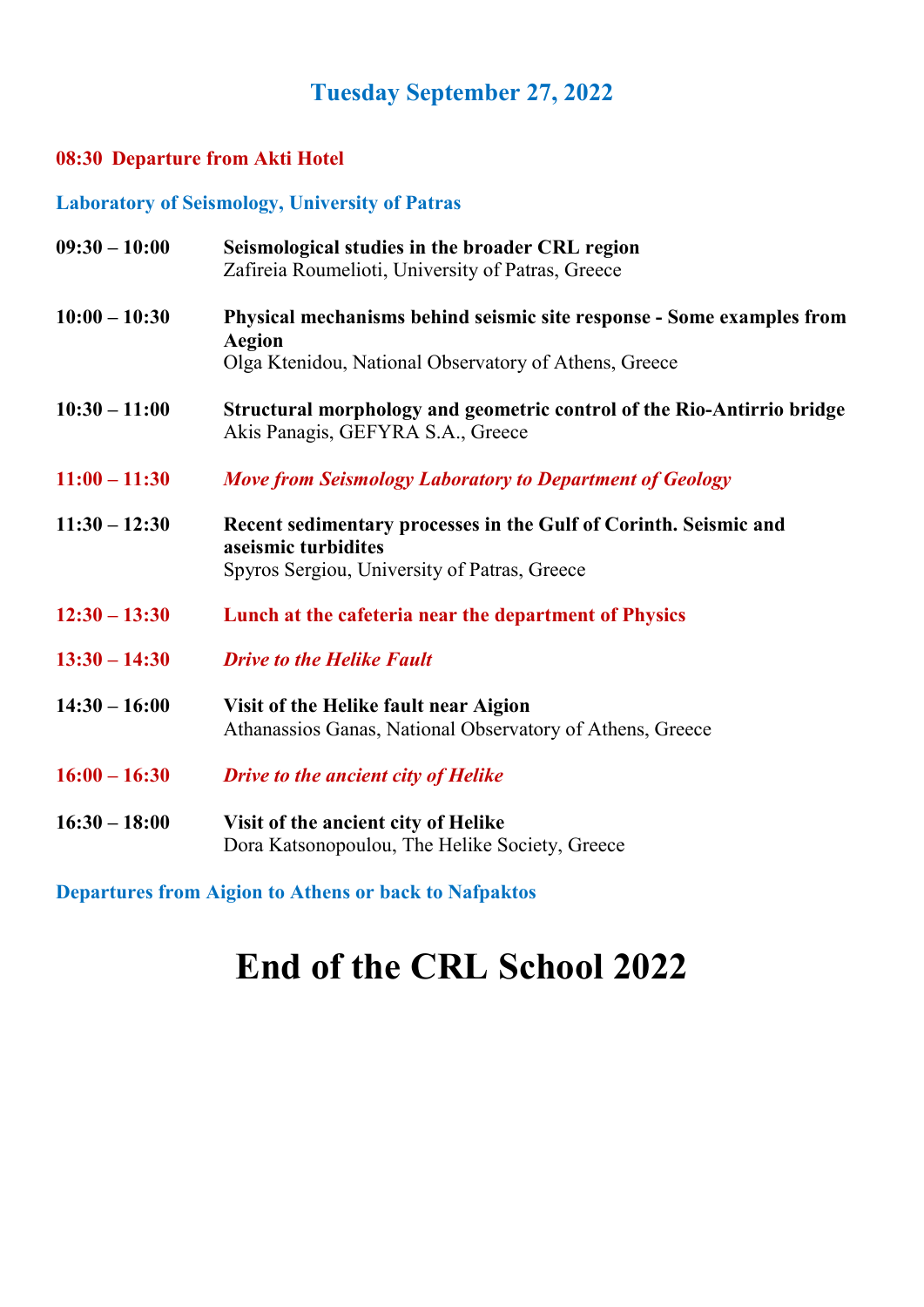## Tuesday September 27, 2022

**08:30 Departure from Akti Hotel**

**Laboratory of Seismology, University of Patras**

| | |
|---|---|
| **09:30 – 10:00** | **Seismological studies in the broader CRL region**<br>Zafireia Roumelioti, University of Patras, Greece |
| **10:00 – 10:30** | **Physical mechanisms behind seismic site response - Some examples from Aegion**<br>Olga Ktenidou, National Observatory of Athens, Greece |
| **10:30 – 11:00** | **Structural morphology and geometric control of the Rio-Antirrio bridge**<br>Akis Panagis, GEFYRA S.A., Greece |
| **11:00 – 11:30** | ***Move from Seismology Laboratory to Department of Geology*** |
| **11:30 – 12:30** | **Recent sedimentary processes in the Gulf of Corinth. Seismic and aseismic turbidites**<br>Spyros Sergiou, University of Patras, Greece |
| **12:30 – 13:30** | **Lunch at the cafeteria near the department of Physics** |
| **13:30 – 14:30** | ***Drive to the Helike Fault*** |
| **14:30 – 16:00** | **Visit of the Helike fault near Aigion**<br>Athanassios Ganas, National Observatory of Athens, Greece |
| **16:00 – 16:30** | ***Drive to the ancient city of Helike*** |
| **16:30 – 18:00** | **Visit of the ancient city of Helike**<br>Dora Katsonopoulou, The Helike Society, Greece |

**Departures from Aigion to Athens or back to Nafpaktos**

# End of the CRL School 2022